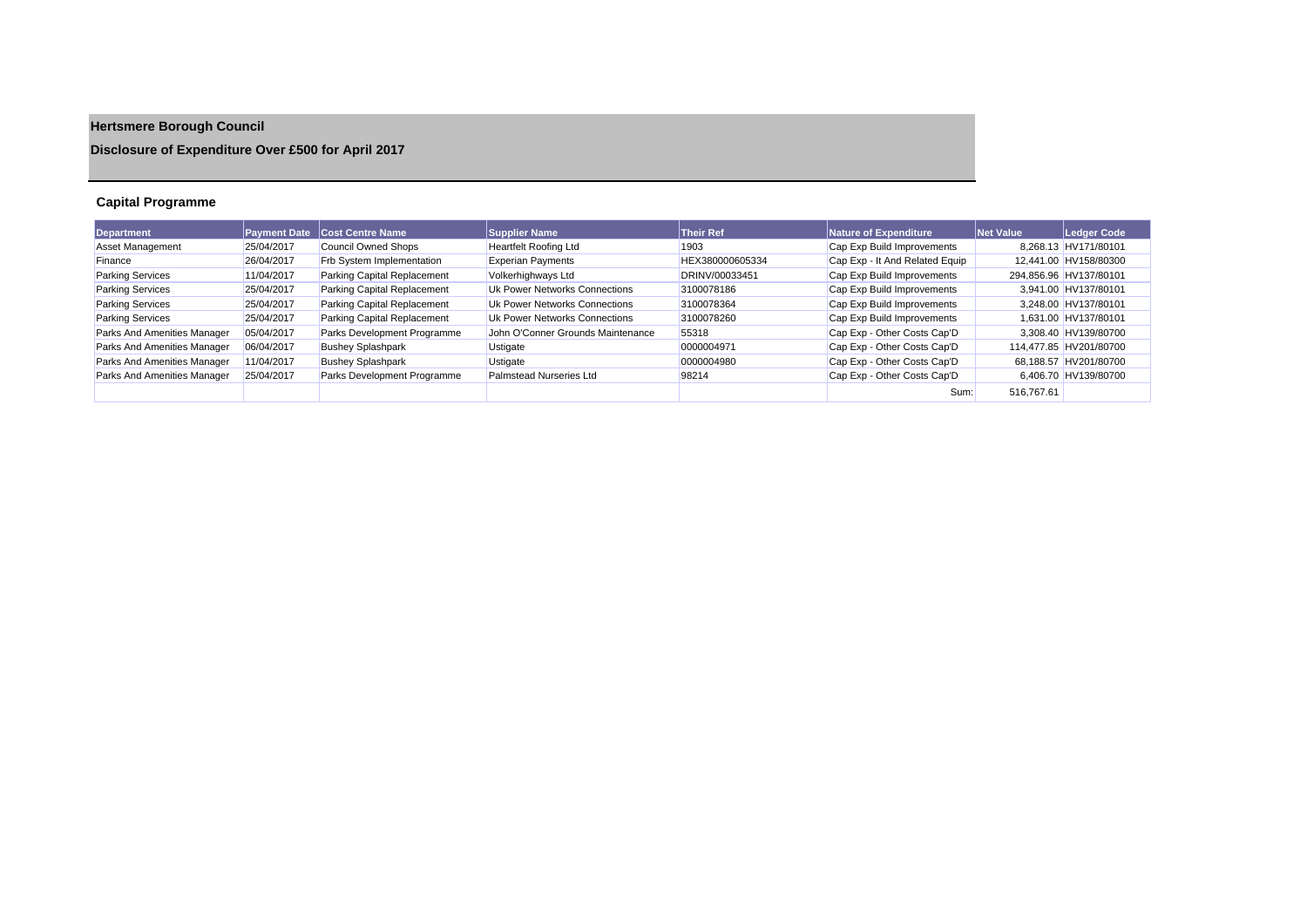# Hertsmere Borough Council

## Disclosure of Expenditure Over £500 for April 2017

### Capital Programme

| Department | Payment Date | Cost Centre Name | Supplier Name | Their Ref | Nature of Expenditure | Net Value | Ledger Code |
|---|---|---|---|---|---|---|---|
| Asset Management | 25/04/2017 | Council Owned Shops | Heartfelt Roofing Ltd | 1903 | Cap Exp Build Improvements | 8,268.13 | HV171/80101 |
| Finance | 26/04/2017 | Frb System Implementation | Experian Payments | HEX380000605334 | Cap Exp - It And Related Equip | 12,441.00 | HV158/80300 |
| Parking Services | 11/04/2017 | Parking Capital Replacement | Volkerhighways Ltd | DRINV/00033451 | Cap Exp Build Improvements | 294,856.96 | HV137/80101 |
| Parking Services | 25/04/2017 | Parking Capital Replacement | Uk Power Networks Connections | 3100078186 | Cap Exp Build Improvements | 3,941.00 | HV137/80101 |
| Parking Services | 25/04/2017 | Parking Capital Replacement | Uk Power Networks Connections | 3100078364 | Cap Exp Build Improvements | 3,248.00 | HV137/80101 |
| Parking Services | 25/04/2017 | Parking Capital Replacement | Uk Power Networks Connections | 3100078260 | Cap Exp Build Improvements | 1,631.00 | HV137/80101 |
| Parks And Amenities Manager | 05/04/2017 | Parks Development Programme | John O'Conner Grounds Maintenance | 55318 | Cap Exp - Other Costs Cap'D | 3,308.40 | HV139/80700 |
| Parks And Amenities Manager | 06/04/2017 | Bushey Splashpark | Ustigate | 0000004971 | Cap Exp - Other Costs Cap'D | 114,477.85 | HV201/80700 |
| Parks And Amenities Manager | 11/04/2017 | Bushey Splashpark | Ustigate | 0000004980 | Cap Exp - Other Costs Cap'D | 68,188.57 | HV201/80700 |
| Parks And Amenities Manager | 25/04/2017 | Parks Development Programme | Palmstead Nurseries Ltd | 98214 | Cap Exp - Other Costs Cap'D | 6,406.70 | HV139/80700 |
| | | | | | Sum: | 516,767.61 | |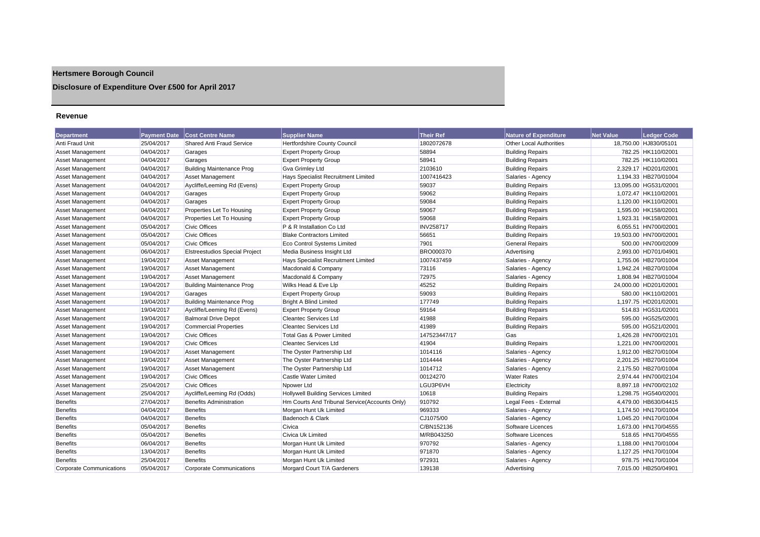# Hertsmere Borough Council

## Disclosure of Expenditure Over £500 for April 2017

### Revenue

| Department | Payment Date | Cost Centre Name | Supplier Name | Their Ref | Nature of Expenditure | Net Value | Ledger Code |
|---|---|---|---|---|---|---|---|
| Anti Fraud Unit | 25/04/2017 | Shared Anti Fraud Service | Hertfordshire County Council | 1802072678 | Other Local Authorities | 18,750.00 | HJ830/05101 |
| Asset Management | 04/04/2017 | Garages | Expert Property Group | 58894 | Building Repairs | 782.25 | HK110/02001 |
| Asset Management | 04/04/2017 | Garages | Expert Property Group | 58941 | Building Repairs | 782.25 | HK110/02001 |
| Asset Management | 04/04/2017 | Building Maintenance Prog | Gva Grimley Ltd | 2103610 | Building Repairs | 2,329.17 | HD201/02001 |
| Asset Management | 04/04/2017 | Asset Management | Hays Specialist Recruitment Limited | 1007416423 | Salaries - Agency | 1,194.33 | HB270/01004 |
| Asset Management | 04/04/2017 | Aycliffe/Leeming Rd (Evens) | Expert Property Group | 59037 | Building Repairs | 13,095.00 | HG531/02001 |
| Asset Management | 04/04/2017 | Garages | Expert Property Group | 59062 | Building Repairs | 1,072.47 | HK110/02001 |
| Asset Management | 04/04/2017 | Garages | Expert Property Group | 59084 | Building Repairs | 1,120.00 | HK110/02001 |
| Asset Management | 04/04/2017 | Properties Let To Housing | Expert Property Group | 59067 | Building Repairs | 1,595.00 | HK158/02001 |
| Asset Management | 04/04/2017 | Properties Let To Housing | Expert Property Group | 59068 | Building Repairs | 1,923.31 | HK158/02001 |
| Asset Management | 05/04/2017 | Civic Offices | P & R Installation Co Ltd | INV258717 | Building Repairs | 6,055.51 | HN700/02001 |
| Asset Management | 05/04/2017 | Civic Offices | Blake Contractors Limited | 56651 | Building Repairs | 19,503.00 | HN700/02001 |
| Asset Management | 05/04/2017 | Civic Offices | Eco Control Systems Limited | 7901 | General Repairs | 500.00 | HN700/02009 |
| Asset Management | 06/04/2017 | Elstreestudios Special Project | Media Business Insight Ltd | BRO000370 | Advertising | 2,993.00 | HD701/04901 |
| Asset Management | 19/04/2017 | Asset Management | Hays Specialist Recruitment Limited | 1007437459 | Salaries - Agency | 1,755.06 | HB270/01004 |
| Asset Management | 19/04/2017 | Asset Management | Macdonald & Company | 73116 | Salaries - Agency | 1,942.24 | HB270/01004 |
| Asset Management | 19/04/2017 | Asset Management | Macdonald & Company | 72975 | Salaries - Agency | 1,808.94 | HB270/01004 |
| Asset Management | 19/04/2017 | Building Maintenance Prog | Wilks Head & Eve Llp | 45252 | Building Repairs | 24,000.00 | HD201/02001 |
| Asset Management | 19/04/2017 | Garages | Expert Property Group | 59093 | Building Repairs | 580.00 | HK110/02001 |
| Asset Management | 19/04/2017 | Building Maintenance Prog | Bright A Blind Limited | 177749 | Building Repairs | 1,197.75 | HD201/02001 |
| Asset Management | 19/04/2017 | Aycliffe/Leeming Rd (Evens) | Expert Property Group | 59164 | Building Repairs | 514.83 | HG531/02001 |
| Asset Management | 19/04/2017 | Balmoral Drive Depot | Cleantec Services Ltd | 41988 | Building Repairs | 595.00 | HG525/02001 |
| Asset Management | 19/04/2017 | Commercial Properties | Cleantec Services Ltd | 41989 | Building Repairs | 595.00 | HG521/02001 |
| Asset Management | 19/04/2017 | Civic Offices | Total Gas & Power Limited | 147523447/17 | Gas | 1,426.28 | HN700/02101 |
| Asset Management | 19/04/2017 | Civic Offices | Cleantec Services Ltd | 41904 | Building Repairs | 1,221.00 | HN700/02001 |
| Asset Management | 19/04/2017 | Asset Management | The Oyster Partnership Ltd | 1014116 | Salaries - Agency | 1,912.00 | HB270/01004 |
| Asset Management | 19/04/2017 | Asset Management | The Oyster Partnership Ltd | 1014444 | Salaries - Agency | 2,201.25 | HB270/01004 |
| Asset Management | 19/04/2017 | Asset Management | The Oyster Partnership Ltd | 1014712 | Salaries - Agency | 2,175.50 | HB270/01004 |
| Asset Management | 19/04/2017 | Civic Offices | Castle Water Limited | 00124270 | Water Rates | 2,974.44 | HN700/02104 |
| Asset Management | 25/04/2017 | Civic Offices | Npower Ltd | LGU3P6VH | Electricity | 8,897.18 | HN700/02102 |
| Asset Management | 25/04/2017 | Aycliffe/Leeming Rd (Odds) | Hollywell Building Services Limited | 10618 | Building Repairs | 1,298.75 | HG540/02001 |
| Benefits | 27/04/2017 | Benefits Administration | Hm Courts And Tribunal Service(Accounts Only) | 910792 | Legal Fees - External | 4,479.00 | HB630/04415 |
| Benefits | 04/04/2017 | Benefits | Morgan Hunt Uk Limited | 969333 | Salaries - Agency | 1,174.50 | HN170/01004 |
| Benefits | 04/04/2017 | Benefits | Badenoch & Clark | CJ1075/00 | Salaries - Agency | 1,045.20 | HN170/01004 |
| Benefits | 05/04/2017 | Benefits | Civica | C/BN152136 | Software Licences | 1,673.00 | HN170/04555 |
| Benefits | 05/04/2017 | Benefits | Civica Uk Limited | M/RB043250 | Software Licences | 518.65 | HN170/04555 |
| Benefits | 06/04/2017 | Benefits | Morgan Hunt Uk Limited | 970792 | Salaries - Agency | 1,188.00 | HN170/01004 |
| Benefits | 13/04/2017 | Benefits | Morgan Hunt Uk Limited | 971870 | Salaries - Agency | 1,127.25 | HN170/01004 |
| Benefits | 25/04/2017 | Benefits | Morgan Hunt Uk Limited | 972931 | Salaries - Agency | 978.75 | HN170/01004 |
| Corporate Communications | 05/04/2017 | Corporate Communications | Morgard Court T/A Gardeners | 139138 | Advertising | 7,015.00 | HB250/04901 |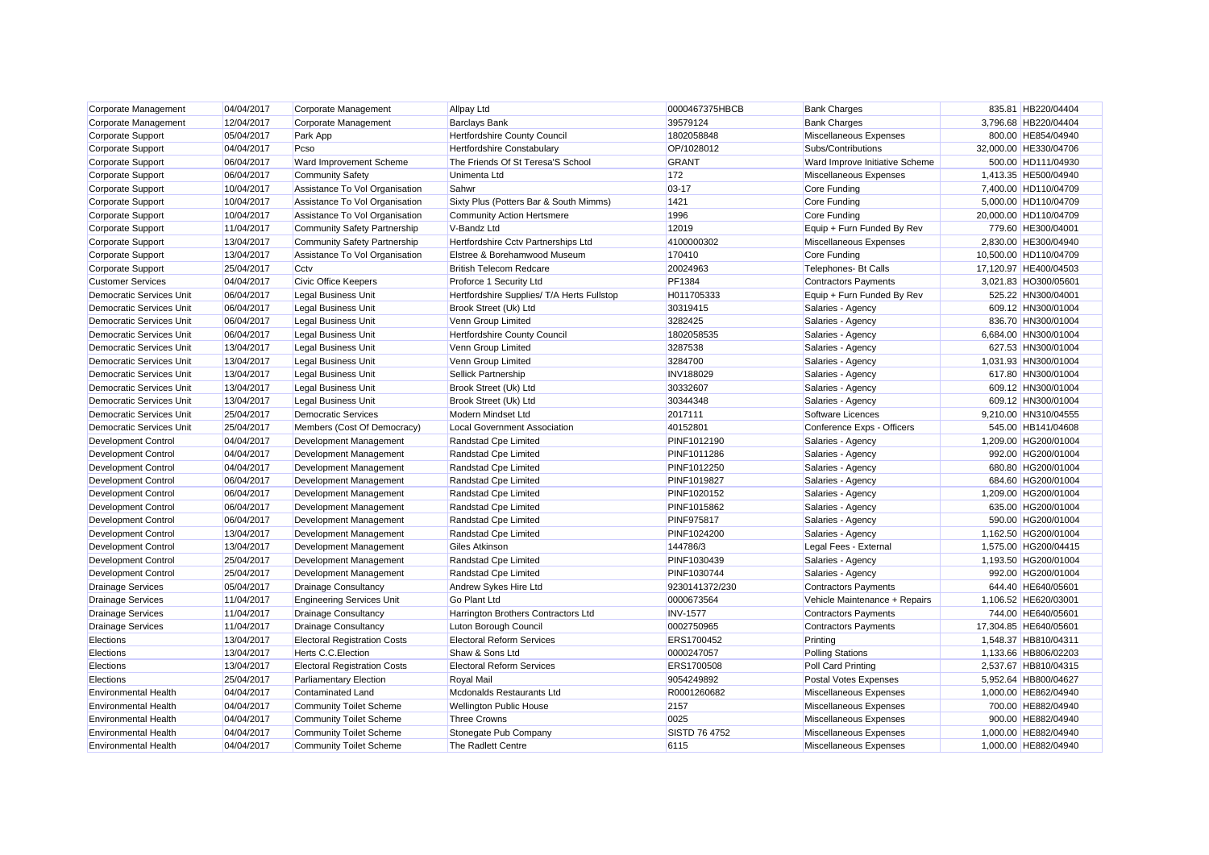| | | | | | | | |
|---|---|---|---|---|---|---|---|
| Corporate Management | 04/04/2017 | Corporate Management | Allpay Ltd | 0000467375HBCB | Bank Charges | 835.81 | HB220/04404 |
| Corporate Management | 12/04/2017 | Corporate Management | Barclays Bank | 39579124 | Bank Charges | 3,796.68 | HB220/04404 |
| Corporate Support | 05/04/2017 | Park App | Hertfordshire County Council | 1802058848 | Miscellaneous Expenses | 800.00 | HE854/04940 |
| Corporate Support | 04/04/2017 | Pcso | Hertfordshire Constabulary | OP/1028012 | Subs/Contributions | 32,000.00 | HE330/04706 |
| Corporate Support | 06/04/2017 | Ward Improvement Scheme | The Friends Of St Teresa'S School | GRANT | Ward Improve Initiative Scheme | 500.00 | HD111/04930 |
| Corporate Support | 06/04/2017 | Community Safety | Unimenta Ltd | 172 | Miscellaneous Expenses | 1,413.35 | HE500/04940 |
| Corporate Support | 10/04/2017 | Assistance To Vol Organisation | Sahwr | 03-17 | Core Funding | 7,400.00 | HD110/04709 |
| Corporate Support | 10/04/2017 | Assistance To Vol Organisation | Sixty Plus (Potters Bar & South Mimms) | 1421 | Core Funding | 5,000.00 | HD110/04709 |
| Corporate Support | 10/04/2017 | Assistance To Vol Organisation | Community Action Hertsmere | 1996 | Core Funding | 20,000.00 | HD110/04709 |
| Corporate Support | 11/04/2017 | Community Safety Partnership | V-Bandz Ltd | 12019 | Equip + Furn Funded By Rev | 779.60 | HE300/04001 |
| Corporate Support | 13/04/2017 | Community Safety Partnership | Hertfordshire Cctv Partnerships Ltd | 4100000302 | Miscellaneous Expenses | 2,830.00 | HE300/04940 |
| Corporate Support | 13/04/2017 | Assistance To Vol Organisation | Elstree & Borehamwood Museum | 170410 | Core Funding | 10,500.00 | HD110/04709 |
| Corporate Support | 25/04/2017 | Cctv | British Telecom Redcare | 20024963 | Telephones- Bt Calls | 17,120.97 | HE400/04503 |
| Customer Services | 04/04/2017 | Civic Office Keepers | Proforce 1 Security Ltd | PF1384 | Contractors Payments | 3,021.83 | HO300/05601 |
| Democratic Services Unit | 06/04/2017 | Legal Business Unit | Hertfordshire Supplies/ T/A Herts Fullstop | H011705333 | Equip + Furn Funded By Rev | 525.22 | HN300/04001 |
| Democratic Services Unit | 06/04/2017 | Legal Business Unit | Brook Street (Uk) Ltd | 30319415 | Salaries - Agency | 609.12 | HN300/01004 |
| Democratic Services Unit | 06/04/2017 | Legal Business Unit | Venn Group Limited | 3282425 | Salaries - Agency | 836.70 | HN300/01004 |
| Democratic Services Unit | 06/04/2017 | Legal Business Unit | Hertfordshire County Council | 1802058535 | Salaries - Agency | 6,684.00 | HN300/01004 |
| Democratic Services Unit | 13/04/2017 | Legal Business Unit | Venn Group Limited | 3287538 | Salaries - Agency | 627.53 | HN300/01004 |
| Democratic Services Unit | 13/04/2017 | Legal Business Unit | Venn Group Limited | 3284700 | Salaries - Agency | 1,031.93 | HN300/01004 |
| Democratic Services Unit | 13/04/2017 | Legal Business Unit | Sellick Partnership | INV188029 | Salaries - Agency | 617.80 | HN300/01004 |
| Democratic Services Unit | 13/04/2017 | Legal Business Unit | Brook Street (Uk) Ltd | 30332607 | Salaries - Agency | 609.12 | HN300/01004 |
| Democratic Services Unit | 13/04/2017 | Legal Business Unit | Brook Street (Uk) Ltd | 30344348 | Salaries - Agency | 609.12 | HN300/01004 |
| Democratic Services Unit | 25/04/2017 | Democratic Services | Modern Mindset Ltd | 2017111 | Software Licences | 9,210.00 | HN310/04555 |
| Democratic Services Unit | 25/04/2017 | Members (Cost Of Democracy) | Local Government Association | 40152801 | Conference Exps - Officers | 545.00 | HB141/04608 |
| Development Control | 04/04/2017 | Development Management | Randstad Cpe Limited | PINF1012190 | Salaries - Agency | 1,209.00 | HG200/01004 |
| Development Control | 04/04/2017 | Development Management | Randstad Cpe Limited | PINF1011286 | Salaries - Agency | 992.00 | HG200/01004 |
| Development Control | 04/04/2017 | Development Management | Randstad Cpe Limited | PINF1012250 | Salaries - Agency | 680.80 | HG200/01004 |
| Development Control | 06/04/2017 | Development Management | Randstad Cpe Limited | PINF1019827 | Salaries - Agency | 684.60 | HG200/01004 |
| Development Control | 06/04/2017 | Development Management | Randstad Cpe Limited | PINF1020152 | Salaries - Agency | 1,209.00 | HG200/01004 |
| Development Control | 06/04/2017 | Development Management | Randstad Cpe Limited | PINF1015862 | Salaries - Agency | 635.00 | HG200/01004 |
| Development Control | 06/04/2017 | Development Management | Randstad Cpe Limited | PINF975817 | Salaries - Agency | 590.00 | HG200/01004 |
| Development Control | 13/04/2017 | Development Management | Randstad Cpe Limited | PINF1024200 | Salaries - Agency | 1,162.50 | HG200/01004 |
| Development Control | 13/04/2017 | Development Management | Giles Atkinson | 144786/3 | Legal Fees - External | 1,575.00 | HG200/04415 |
| Development Control | 25/04/2017 | Development Management | Randstad Cpe Limited | PINF1030439 | Salaries - Agency | 1,193.50 | HG200/01004 |
| Development Control | 25/04/2017 | Development Management | Randstad Cpe Limited | PINF1030744 | Salaries - Agency | 992.00 | HG200/01004 |
| Drainage Services | 05/04/2017 | Drainage Consultancy | Andrew Sykes Hire Ltd | 9230141372/230 | Contractors Payments | 644.40 | HE640/05601 |
| Drainage Services | 11/04/2017 | Engineering Services Unit | Go Plant Ltd | 0000673564 | Vehicle Maintenance + Repairs | 1,106.52 | HE620/03001 |
| Drainage Services | 11/04/2017 | Drainage Consultancy | Harrington Brothers Contractors Ltd | INV-1577 | Contractors Payments | 744.00 | HE640/05601 |
| Drainage Services | 11/04/2017 | Drainage Consultancy | Luton Borough Council | 0002750965 | Contractors Payments | 17,304.85 | HE640/05601 |
| Elections | 13/04/2017 | Electoral Registration Costs | Electoral Reform Services | ERS1700452 | Printing | 1,548.37 | HB810/04311 |
| Elections | 13/04/2017 | Herts C.C.Election | Shaw & Sons Ltd | 0000247057 | Polling Stations | 1,133.66 | HB806/02203 |
| Elections | 13/04/2017 | Electoral Registration Costs | Electoral Reform Services | ERS1700508 | Poll Card Printing | 2,537.67 | HB810/04315 |
| Elections | 25/04/2017 | Parliamentary Election | Royal Mail | 9054249892 | Postal Votes Expenses | 5,952.64 | HB800/04627 |
| Environmental Health | 04/04/2017 | Contaminated Land | Mcdonalds Restaurants Ltd | R0001260682 | Miscellaneous Expenses | 1,000.00 | HE862/04940 |
| Environmental Health | 04/04/2017 | Community Toilet Scheme | Wellington Public House | 2157 | Miscellaneous Expenses | 700.00 | HE882/04940 |
| Environmental Health | 04/04/2017 | Community Toilet Scheme | Three Crowns | 0025 | Miscellaneous Expenses | 900.00 | HE882/04940 |
| Environmental Health | 04/04/2017 | Community Toilet Scheme | Stonegate Pub Company | SISTD 76 4752 | Miscellaneous Expenses | 1,000.00 | HE882/04940 |
| Environmental Health | 04/04/2017 | Community Toilet Scheme | The Radlett Centre | 6115 | Miscellaneous Expenses | 1,000.00 | HE882/04940 |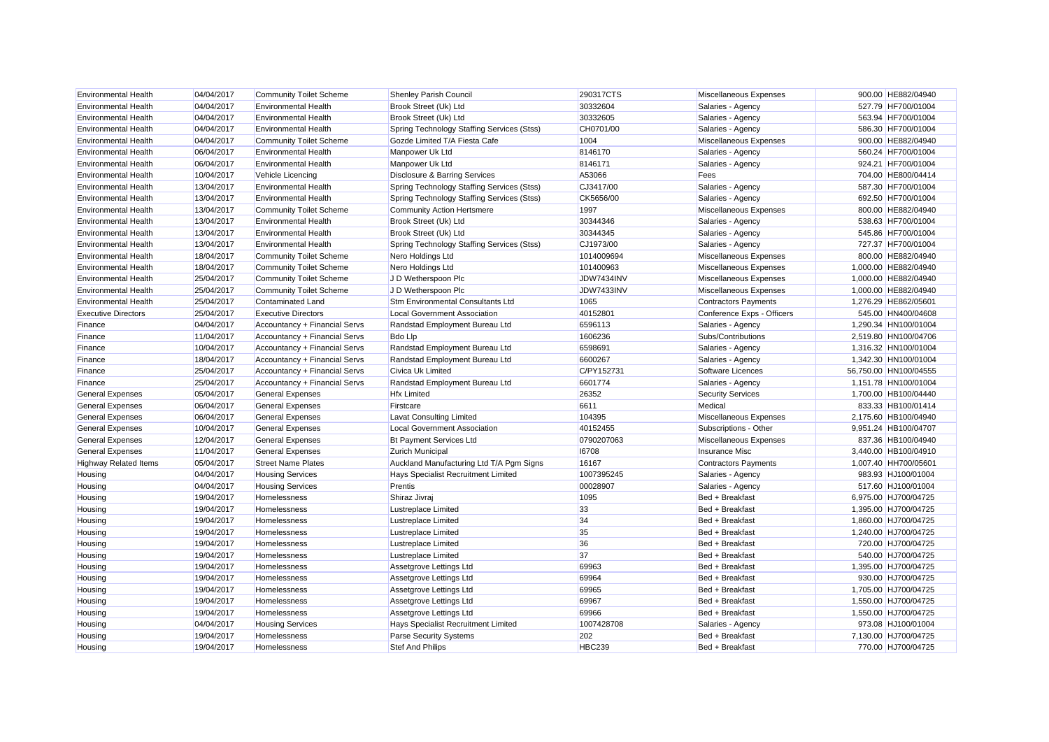| | | | | | | | |
|---|---|---|---|---|---|---|---|
| Environmental Health | 04/04/2017 | Community Toilet Scheme | Shenley Parish Council | 290317CTS | Miscellaneous Expenses | 900.00 | HE882/04940 |
| Environmental Health | 04/04/2017 | Environmental Health | Brook Street (Uk) Ltd | 30332604 | Salaries - Agency | 527.79 | HF700/01004 |
| Environmental Health | 04/04/2017 | Environmental Health | Brook Street (Uk) Ltd | 30332605 | Salaries - Agency | 563.94 | HF700/01004 |
| Environmental Health | 04/04/2017 | Environmental Health | Spring Technology Staffing Services (Stss) | CH0701/00 | Salaries - Agency | 586.30 | HF700/01004 |
| Environmental Health | 04/04/2017 | Community Toilet Scheme | Gozde Limited T/A Fiesta Cafe | 1004 | Miscellaneous Expenses | 900.00 | HE882/04940 |
| Environmental Health | 06/04/2017 | Environmental Health | Manpower Uk Ltd | 8146170 | Salaries - Agency | 560.24 | HF700/01004 |
| Environmental Health | 06/04/2017 | Environmental Health | Manpower Uk Ltd | 8146171 | Salaries - Agency | 924.21 | HF700/01004 |
| Environmental Health | 10/04/2017 | Vehicle Licencing | Disclosure & Barring Services | A53066 | Fees | 704.00 | HE800/04414 |
| Environmental Health | 13/04/2017 | Environmental Health | Spring Technology Staffing Services (Stss) | CJ3417/00 | Salaries - Agency | 587.30 | HF700/01004 |
| Environmental Health | 13/04/2017 | Environmental Health | Spring Technology Staffing Services (Stss) | CK5656/00 | Salaries - Agency | 692.50 | HF700/01004 |
| Environmental Health | 13/04/2017 | Community Toilet Scheme | Community Action Hertsmere | 1997 | Miscellaneous Expenses | 800.00 | HE882/04940 |
| Environmental Health | 13/04/2017 | Environmental Health | Brook Street (Uk) Ltd | 30344346 | Salaries - Agency | 538.63 | HF700/01004 |
| Environmental Health | 13/04/2017 | Environmental Health | Brook Street (Uk) Ltd | 30344345 | Salaries - Agency | 545.86 | HF700/01004 |
| Environmental Health | 13/04/2017 | Environmental Health | Spring Technology Staffing Services (Stss) | CJ1973/00 | Salaries - Agency | 727.37 | HF700/01004 |
| Environmental Health | 18/04/2017 | Community Toilet Scheme | Nero Holdings Ltd | 1014009694 | Miscellaneous Expenses | 800.00 | HE882/04940 |
| Environmental Health | 18/04/2017 | Community Toilet Scheme | Nero Holdings Ltd | 101400963 | Miscellaneous Expenses | 1,000.00 | HE882/04940 |
| Environmental Health | 25/04/2017 | Community Toilet Scheme | J D Wetherspoon Plc | JDW7434INV | Miscellaneous Expenses | 1,000.00 | HE882/04940 |
| Environmental Health | 25/04/2017 | Community Toilet Scheme | J D Wetherspoon Plc | JDW7433INV | Miscellaneous Expenses | 1,000.00 | HE882/04940 |
| Environmental Health | 25/04/2017 | Contaminated Land | Stm Environmental Consultants Ltd | 1065 | Contractors Payments | 1,276.29 | HE862/05601 |
| Executive Directors | 25/04/2017 | Executive Directors | Local Government Association | 40152801 | Conference Exps - Officers | 545.00 | HN400/04608 |
| Finance | 04/04/2017 | Accountancy + Financial Servs | Randstad Employment Bureau Ltd | 6596113 | Salaries - Agency | 1,290.34 | HN100/01004 |
| Finance | 11/04/2017 | Accountancy + Financial Servs | Bdo Llp | 1606236 | Subs/Contributions | 2,519.80 | HN100/04706 |
| Finance | 10/04/2017 | Accountancy + Financial Servs | Randstad Employment Bureau Ltd | 6598691 | Salaries - Agency | 1,316.32 | HN100/01004 |
| Finance | 18/04/2017 | Accountancy + Financial Servs | Randstad Employment Bureau Ltd | 6600267 | Salaries - Agency | 1,342.30 | HN100/01004 |
| Finance | 25/04/2017 | Accountancy + Financial Servs | Civica Uk Limited | C/PY152731 | Software Licences | 56,750.00 | HN100/04555 |
| Finance | 25/04/2017 | Accountancy + Financial Servs | Randstad Employment Bureau Ltd | 6601774 | Salaries - Agency | 1,151.78 | HN100/01004 |
| General Expenses | 05/04/2017 | General Expenses | Hfx Limited | 26352 | Security Services | 1,700.00 | HB100/04440 |
| General Expenses | 06/04/2017 | General Expenses | Firstcare | 6611 | Medical | 833.33 | HB100/01414 |
| General Expenses | 06/04/2017 | General Expenses | Lavat Consulting Limited | 104395 | Miscellaneous Expenses | 2,175.60 | HB100/04940 |
| General Expenses | 10/04/2017 | General Expenses | Local Government Association | 40152455 | Subscriptions - Other | 9,951.24 | HB100/04707 |
| General Expenses | 12/04/2017 | General Expenses | Bt Payment Services Ltd | 0790207063 | Miscellaneous Expenses | 837.36 | HB100/04940 |
| General Expenses | 11/04/2017 | General Expenses | Zurich Municipal | I6708 | Insurance Misc | 3,440.00 | HB100/04910 |
| Highway Related Items | 05/04/2017 | Street Name Plates | Auckland Manufacturing Ltd T/A Pgm Signs | 16167 | Contractors Payments | 1,007.40 | HH700/05601 |
| Housing | 04/04/2017 | Housing Services | Hays Specialist Recruitment Limited | 1007395245 | Salaries - Agency | 983.93 | HJ100/01004 |
| Housing | 04/04/2017 | Housing Services | Prentis | 00028907 | Salaries - Agency | 517.60 | HJ100/01004 |
| Housing | 19/04/2017 | Homelessness | Shiraz Jivraj | 1095 | Bed + Breakfast | 6,975.00 | HJ700/04725 |
| Housing | 19/04/2017 | Homelessness | Lustreplace Limited | 33 | Bed + Breakfast | 1,395.00 | HJ700/04725 |
| Housing | 19/04/2017 | Homelessness | Lustreplace Limited | 34 | Bed + Breakfast | 1,860.00 | HJ700/04725 |
| Housing | 19/04/2017 | Homelessness | Lustreplace Limited | 35 | Bed + Breakfast | 1,240.00 | HJ700/04725 |
| Housing | 19/04/2017 | Homelessness | Lustreplace Limited | 36 | Bed + Breakfast | 720.00 | HJ700/04725 |
| Housing | 19/04/2017 | Homelessness | Lustreplace Limited | 37 | Bed + Breakfast | 540.00 | HJ700/04725 |
| Housing | 19/04/2017 | Homelessness | Assetgrove Lettings Ltd | 69963 | Bed + Breakfast | 1,395.00 | HJ700/04725 |
| Housing | 19/04/2017 | Homelessness | Assetgrove Lettings Ltd | 69964 | Bed + Breakfast | 930.00 | HJ700/04725 |
| Housing | 19/04/2017 | Homelessness | Assetgrove Lettings Ltd | 69965 | Bed + Breakfast | 1,705.00 | HJ700/04725 |
| Housing | 19/04/2017 | Homelessness | Assetgrove Lettings Ltd | 69967 | Bed + Breakfast | 1,550.00 | HJ700/04725 |
| Housing | 19/04/2017 | Homelessness | Assetgrove Lettings Ltd | 69966 | Bed + Breakfast | 1,550.00 | HJ700/04725 |
| Housing | 04/04/2017 | Housing Services | Hays Specialist Recruitment Limited | 1007428708 | Salaries - Agency | 973.08 | HJ100/01004 |
| Housing | 19/04/2017 | Homelessness | Parse Security Systems | 202 | Bed + Breakfast | 7,130.00 | HJ700/04725 |
| Housing | 19/04/2017 | Homelessness | Stef And Philips | HBC239 | Bed + Breakfast | 770.00 | HJ700/04725 |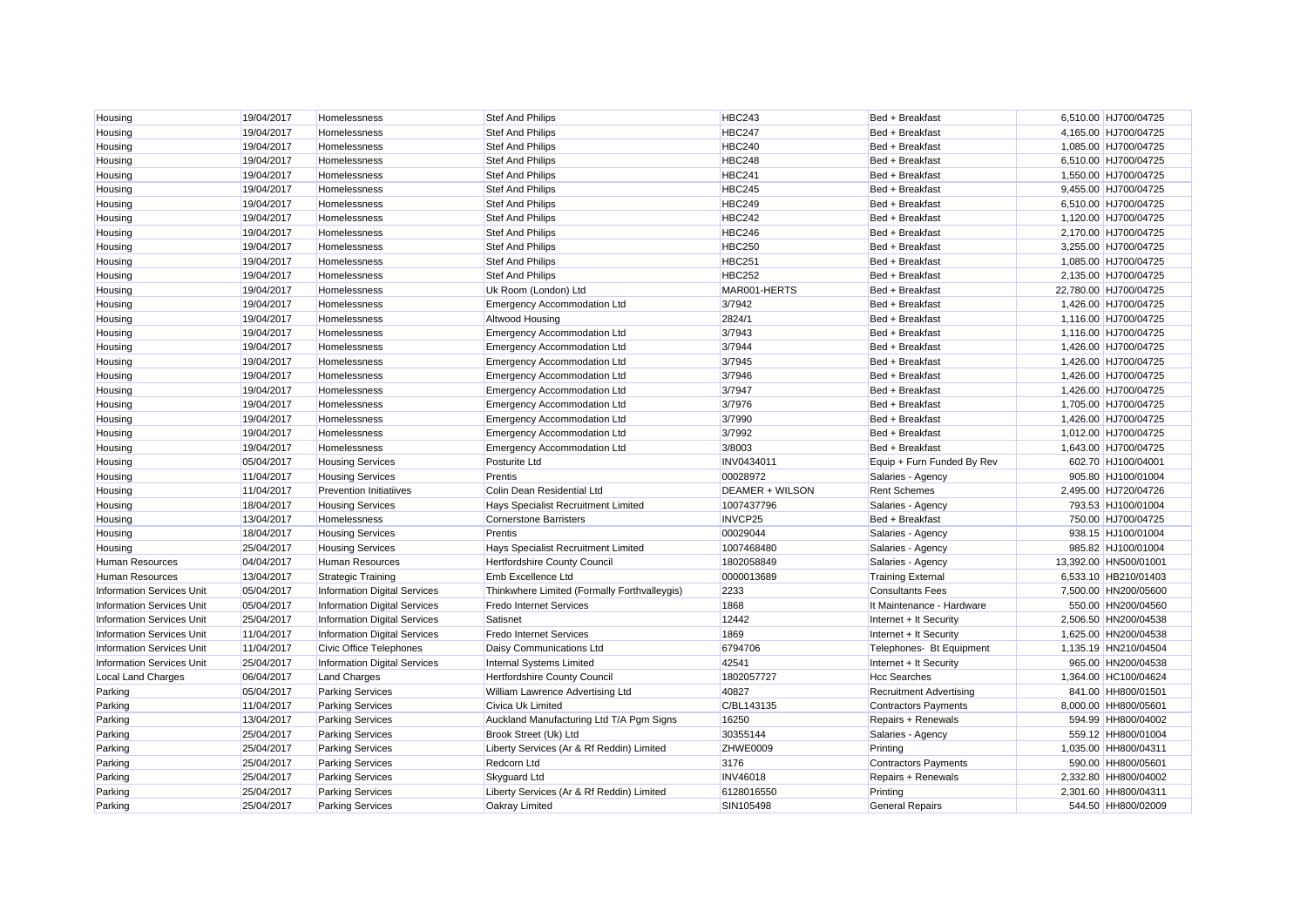| | | | | | | | |
|---|---|---|---|---|---|---|---|
| Housing | 19/04/2017 | Homelessness | Stef And Philips | HBC243 | Bed + Breakfast | 6,510.00 | HJ700/04725 |
| Housing | 19/04/2017 | Homelessness | Stef And Philips | HBC247 | Bed + Breakfast | 4,165.00 | HJ700/04725 |
| Housing | 19/04/2017 | Homelessness | Stef And Philips | HBC240 | Bed + Breakfast | 1,085.00 | HJ700/04725 |
| Housing | 19/04/2017 | Homelessness | Stef And Philips | HBC248 | Bed + Breakfast | 6,510.00 | HJ700/04725 |
| Housing | 19/04/2017 | Homelessness | Stef And Philips | HBC241 | Bed + Breakfast | 1,550.00 | HJ700/04725 |
| Housing | 19/04/2017 | Homelessness | Stef And Philips | HBC245 | Bed + Breakfast | 9,455.00 | HJ700/04725 |
| Housing | 19/04/2017 | Homelessness | Stef And Philips | HBC249 | Bed + Breakfast | 6,510.00 | HJ700/04725 |
| Housing | 19/04/2017 | Homelessness | Stef And Philips | HBC242 | Bed + Breakfast | 1,120.00 | HJ700/04725 |
| Housing | 19/04/2017 | Homelessness | Stef And Philips | HBC246 | Bed + Breakfast | 2,170.00 | HJ700/04725 |
| Housing | 19/04/2017 | Homelessness | Stef And Philips | HBC250 | Bed + Breakfast | 3,255.00 | HJ700/04725 |
| Housing | 19/04/2017 | Homelessness | Stef And Philips | HBC251 | Bed + Breakfast | 1,085.00 | HJ700/04725 |
| Housing | 19/04/2017 | Homelessness | Stef And Philips | HBC252 | Bed + Breakfast | 2,135.00 | HJ700/04725 |
| Housing | 19/04/2017 | Homelessness | Uk Room (London) Ltd | MAR001-HERTS | Bed + Breakfast | 22,780.00 | HJ700/04725 |
| Housing | 19/04/2017 | Homelessness | Emergency Accommodation Ltd | 3/7942 | Bed + Breakfast | 1,426.00 | HJ700/04725 |
| Housing | 19/04/2017 | Homelessness | Altwood Housing | 2824/1 | Bed + Breakfast | 1,116.00 | HJ700/04725 |
| Housing | 19/04/2017 | Homelessness | Emergency Accommodation Ltd | 3/7943 | Bed + Breakfast | 1,116.00 | HJ700/04725 |
| Housing | 19/04/2017 | Homelessness | Emergency Accommodation Ltd | 3/7944 | Bed + Breakfast | 1,426.00 | HJ700/04725 |
| Housing | 19/04/2017 | Homelessness | Emergency Accommodation Ltd | 3/7945 | Bed + Breakfast | 1,426.00 | HJ700/04725 |
| Housing | 19/04/2017 | Homelessness | Emergency Accommodation Ltd | 3/7946 | Bed + Breakfast | 1,426.00 | HJ700/04725 |
| Housing | 19/04/2017 | Homelessness | Emergency Accommodation Ltd | 3/7947 | Bed + Breakfast | 1,426.00 | HJ700/04725 |
| Housing | 19/04/2017 | Homelessness | Emergency Accommodation Ltd | 3/7976 | Bed + Breakfast | 1,705.00 | HJ700/04725 |
| Housing | 19/04/2017 | Homelessness | Emergency Accommodation Ltd | 3/7990 | Bed + Breakfast | 1,426.00 | HJ700/04725 |
| Housing | 19/04/2017 | Homelessness | Emergency Accommodation Ltd | 3/7992 | Bed + Breakfast | 1,012.00 | HJ700/04725 |
| Housing | 19/04/2017 | Homelessness | Emergency Accommodation Ltd | 3/8003 | Bed + Breakfast | 1,643.00 | HJ700/04725 |
| Housing | 05/04/2017 | Housing Services | Posturite Ltd | INV0434011 | Equip + Furn Funded By Rev | 602.70 | HJ100/04001 |
| Housing | 11/04/2017 | Housing Services | Prentis | 00028972 | Salaries - Agency | 905.80 | HJ100/01004 |
| Housing | 11/04/2017 | Prevention Initiatiives | Colin Dean Residential Ltd | DEAMER + WILSON | Rent Schemes | 2,495.00 | HJ720/04726 |
| Housing | 18/04/2017 | Housing Services | Hays Specialist Recruitment Limited | 1007437796 | Salaries - Agency | 793.53 | HJ100/01004 |
| Housing | 13/04/2017 | Homelessness | Cornerstone Barristers | INVCP25 | Bed + Breakfast | 750.00 | HJ700/04725 |
| Housing | 18/04/2017 | Housing Services | Prentis | 00029044 | Salaries - Agency | 938.15 | HJ100/01004 |
| Housing | 25/04/2017 | Housing Services | Hays Specialist Recruitment Limited | 1007468480 | Salaries - Agency | 985.82 | HJ100/01004 |
| Human Resources | 04/04/2017 | Human Resources | Hertfordshire County Council | 1802058849 | Salaries - Agency | 13,392.00 | HN500/01001 |
| Human Resources | 13/04/2017 | Strategic Training | Emb Excellence Ltd | 0000013689 | Training External | 6,533.10 | HB210/01403 |
| Information Services Unit | 05/04/2017 | Information Digital Services | Thinkwhere Limited (Formally Forthvalleygis) | 2233 | Consultants Fees | 7,500.00 | HN200/05600 |
| Information Services Unit | 05/04/2017 | Information Digital Services | Fredo Internet Services | 1868 | It Maintenance - Hardware | 550.00 | HN200/04560 |
| Information Services Unit | 25/04/2017 | Information Digital Services | Satisnet | 12442 | Internet + It Security | 2,506.50 | HN200/04538 |
| Information Services Unit | 11/04/2017 | Information Digital Services | Fredo Internet Services | 1869 | Internet + It Security | 1,625.00 | HN200/04538 |
| Information Services Unit | 11/04/2017 | Civic Office Telephones | Daisy Communications Ltd | 6794706 | Telephones- Bt Equipment | 1,135.19 | HN210/04504 |
| Information Services Unit | 25/04/2017 | Information Digital Services | Internal Systems Limited | 42541 | Internet + It Security | 965.00 | HN200/04538 |
| Local Land Charges | 06/04/2017 | Land Charges | Hertfordshire County Council | 1802057727 | Hcc Searches | 1,364.00 | HC100/04624 |
| Parking | 05/04/2017 | Parking Services | William Lawrence Advertising Ltd | 40827 | Recruitment Advertising | 841.00 | HH800/01501 |
| Parking | 11/04/2017 | Parking Services | Civica Uk Limited | C/BL143135 | Contractors Payments | 8,000.00 | HH800/05601 |
| Parking | 13/04/2017 | Parking Services | Auckland Manufacturing Ltd T/A Pgm Signs | 16250 | Repairs + Renewals | 594.99 | HH800/04002 |
| Parking | 25/04/2017 | Parking Services | Brook Street (Uk) Ltd | 30355144 | Salaries - Agency | 559.12 | HH800/01004 |
| Parking | 25/04/2017 | Parking Services | Liberty Services (Ar & Rf Reddin) Limited | ZHWE0009 | Printing | 1,035.00 | HH800/04311 |
| Parking | 25/04/2017 | Parking Services | Redcorn Ltd | 3176 | Contractors Payments | 590.00 | HH800/05601 |
| Parking | 25/04/2017 | Parking Services | Skyguard Ltd | INV46018 | Repairs + Renewals | 2,332.80 | HH800/04002 |
| Parking | 25/04/2017 | Parking Services | Liberty Services (Ar & Rf Reddin) Limited | 6128016550 | Printing | 2,301.60 | HH800/04311 |
| Parking | 25/04/2017 | Parking Services | Oakray Limited | SIN105498 | General Repairs | 544.50 | HH800/02009 |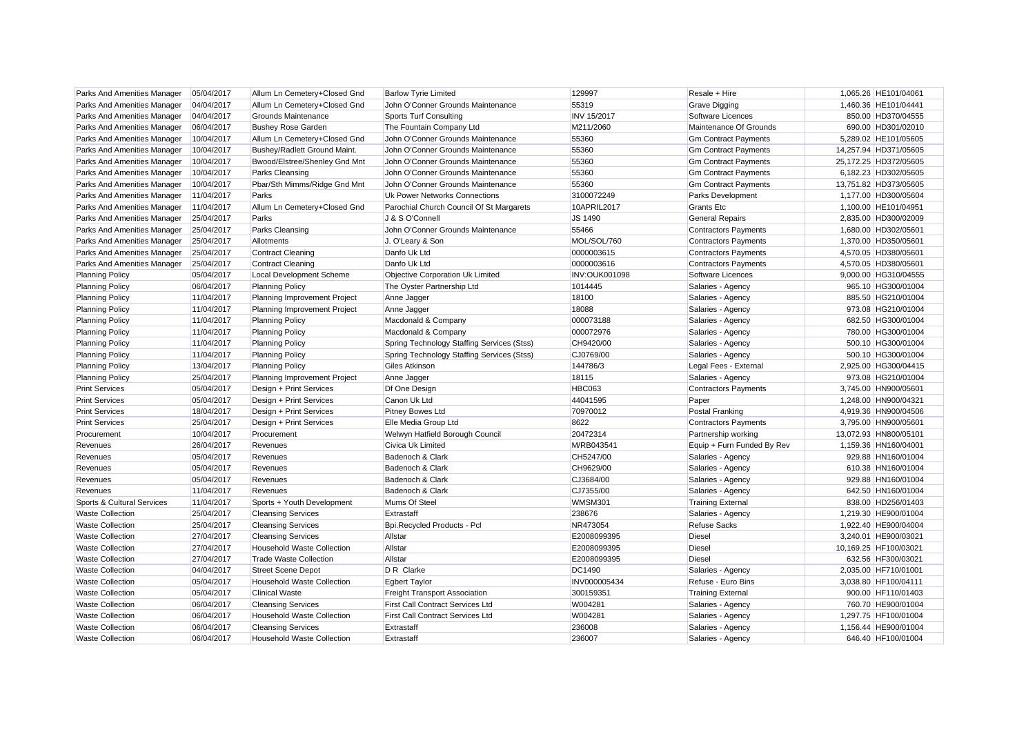| Parks And Amenities Manager | 05/04/2017 | Allum Ln Cemetery+Closed Gnd | Barlow Tyrie Limited | 129997 | Resale + Hire | 1,065.26 | HE101/04061 |
|---|---|---|---|---|---|---|---|
| Parks And Amenities Manager | 04/04/2017 | Allum Ln Cemetery+Closed Gnd | John O'Conner Grounds Maintenance | 55319 | Grave Digging | 1,460.36 | HE101/04441 |
| Parks And Amenities Manager | 04/04/2017 | Grounds Maintenance | Sports Turf Consulting | INV 15/2017 | Software Licences | 850.00 | HD370/04555 |
| Parks And Amenities Manager | 06/04/2017 | Bushey Rose Garden | The Fountain Company Ltd | M211/2060 | Maintenance Of Grounds | 690.00 | HD301/02010 |
| Parks And Amenities Manager | 10/04/2017 | Allum Ln Cemetery+Closed Gnd | John O'Conner Grounds Maintenance | 55360 | Gm Contract Payments | 5,289.02 | HE101/05605 |
| Parks And Amenities Manager | 10/04/2017 | Bushey/Radlett Ground Maint. | John O'Conner Grounds Maintenance | 55360 | Gm Contract Payments | 14,257.94 | HD371/05605 |
| Parks And Amenities Manager | 10/04/2017 | Bwood/Elstree/Shenley Gnd Mnt | John O'Conner Grounds Maintenance | 55360 | Gm Contract Payments | 25,172.25 | HD372/05605 |
| Parks And Amenities Manager | 10/04/2017 | Parks Cleansing | John O'Conner Grounds Maintenance | 55360 | Gm Contract Payments | 6,182.23 | HD302/05605 |
| Parks And Amenities Manager | 10/04/2017 | Pbar/Sth Mimms/Ridge Gnd Mnt | John O'Conner Grounds Maintenance | 55360 | Gm Contract Payments | 13,751.82 | HD373/05605 |
| Parks And Amenities Manager | 11/04/2017 | Parks | Uk Power Networks Connections | 3100072249 | Parks Development | 1,177.00 | HD300/05604 |
| Parks And Amenities Manager | 11/04/2017 | Allum Ln Cemetery+Closed Gnd | Parochial Church Council Of St Margarets | 10APRIL2017 | Grants Etc | 1,100.00 | HE101/04951 |
| Parks And Amenities Manager | 25/04/2017 | Parks | J & S O'Connell | JS 1490 | General Repairs | 2,835.00 | HD300/02009 |
| Parks And Amenities Manager | 25/04/2017 | Parks Cleansing | John O'Conner Grounds Maintenance | 55466 | Contractors Payments | 1,680.00 | HD302/05601 |
| Parks And Amenities Manager | 25/04/2017 | Allotments | J. O'Leary & Son | MOL/SOL/760 | Contractors Payments | 1,370.00 | HD350/05601 |
| Parks And Amenities Manager | 25/04/2017 | Contract Cleaning | Danfo Uk Ltd | 0000003615 | Contractors Payments | 4,570.05 | HD380/05601 |
| Parks And Amenities Manager | 25/04/2017 | Contract Cleaning | Danfo Uk Ltd | 0000003616 | Contractors Payments | 4,570.05 | HD380/05601 |
| Planning Policy | 05/04/2017 | Local Development Scheme | Objective Corporation Uk Limited | INV:OUK001098 | Software Licences | 9,000.00 | HG310/04555 |
| Planning Policy | 06/04/2017 | Planning Policy | The Oyster Partnership Ltd | 1014445 | Salaries - Agency | 965.10 | HG300/01004 |
| Planning Policy | 11/04/2017 | Planning Improvement Project | Anne Jagger | 18100 | Salaries - Agency | 885.50 | HG210/01004 |
| Planning Policy | 11/04/2017 | Planning Improvement Project | Anne Jagger | 18088 | Salaries - Agency | 973.08 | HG210/01004 |
| Planning Policy | 11/04/2017 | Planning Policy | Macdonald & Company | 000073188 | Salaries - Agency | 682.50 | HG300/01004 |
| Planning Policy | 11/04/2017 | Planning Policy | Macdonald & Company | 000072976 | Salaries - Agency | 780.00 | HG300/01004 |
| Planning Policy | 11/04/2017 | Planning Policy | Spring Technology Staffing Services (Stss) | CH9420/00 | Salaries - Agency | 500.10 | HG300/01004 |
| Planning Policy | 11/04/2017 | Planning Policy | Spring Technology Staffing Services (Stss) | CJ0769/00 | Salaries - Agency | 500.10 | HG300/01004 |
| Planning Policy | 13/04/2017 | Planning Policy | Giles Atkinson | 144786/3 | Legal Fees - External | 2,925.00 | HG300/04415 |
| Planning Policy | 25/04/2017 | Planning Improvement Project | Anne Jagger | 18115 | Salaries - Agency | 973.08 | HG210/01004 |
| Print Services | 05/04/2017 | Design + Print Services | Df One Design | HBC063 | Contractors Payments | 3,745.00 | HN900/05601 |
| Print Services | 05/04/2017 | Design + Print Services | Canon Uk Ltd | 44041595 | Paper | 1,248.00 | HN900/04321 |
| Print Services | 18/04/2017 | Design + Print Services | Pitney Bowes Ltd | 70970012 | Postal Franking | 4,919.36 | HN900/04506 |
| Print Services | 25/04/2017 | Design + Print Services | Elle Media Group Ltd | 8622 | Contractors Payments | 3,795.00 | HN900/05601 |
| Procurement | 10/04/2017 | Procurement | Welwyn Hatfield Borough Council | 20472314 | Partnership working | 13,072.93 | HN800/05101 |
| Revenues | 26/04/2017 | Revenues | Civica Uk Limited | M/RB043541 | Equip + Furn Funded By Rev | 1,159.36 | HN160/04001 |
| Revenues | 05/04/2017 | Revenues | Badenoch & Clark | CH5247/00 | Salaries - Agency | 929.88 | HN160/01004 |
| Revenues | 05/04/2017 | Revenues | Badenoch & Clark | CH9629/00 | Salaries - Agency | 610.38 | HN160/01004 |
| Revenues | 05/04/2017 | Revenues | Badenoch & Clark | CJ3684/00 | Salaries - Agency | 929.88 | HN160/01004 |
| Revenues | 11/04/2017 | Revenues | Badenoch & Clark | CJ7355/00 | Salaries - Agency | 642.50 | HN160/01004 |
| Sports & Cultural Services | 11/04/2017 | Sports + Youth Development | Mums Of Steel | WMSM301 | Training External | 838.00 | HD256/01403 |
| Waste Collection | 25/04/2017 | Cleansing Services | Extrastaff | 238676 | Salaries - Agency | 1,219.30 | HE900/01004 |
| Waste Collection | 25/04/2017 | Cleansing Services | Bpi.Recycled Products - Pcl | NR473054 | Refuse Sacks | 1,922.40 | HE900/04004 |
| Waste Collection | 27/04/2017 | Cleansing Services | Allstar | E2008099395 | Diesel | 3,240.01 | HE900/03021 |
| Waste Collection | 27/04/2017 | Household Waste Collection | Allstar | E2008099395 | Diesel | 10,169.25 | HF100/03021 |
| Waste Collection | 27/04/2017 | Trade Waste Collection | Allstar | E2008099395 | Diesel | 632.56 | HF300/03021 |
| Waste Collection | 04/04/2017 | Street Scene Depot | D R Clarke | DC1490 | Salaries - Agency | 2,035.00 | HF710/01001 |
| Waste Collection | 05/04/2017 | Household Waste Collection | Egbert Taylor | INV000005434 | Refuse - Euro Bins | 3,038.80 | HF100/04111 |
| Waste Collection | 05/04/2017 | Clinical Waste | Freight Transport Association | 300159351 | Training External | 900.00 | HF110/01403 |
| Waste Collection | 06/04/2017 | Cleansing Services | First Call Contract Services Ltd | W004281 | Salaries - Agency | 760.70 | HE900/01004 |
| Waste Collection | 06/04/2017 | Household Waste Collection | First Call Contract Services Ltd | W004281 | Salaries - Agency | 1,297.75 | HF100/01004 |
| Waste Collection | 06/04/2017 | Cleansing Services | Extrastaff | 236008 | Salaries - Agency | 1,156.44 | HE900/01004 |
| Waste Collection | 06/04/2017 | Household Waste Collection | Extrastaff | 236007 | Salaries - Agency | 646.40 | HF100/01004 |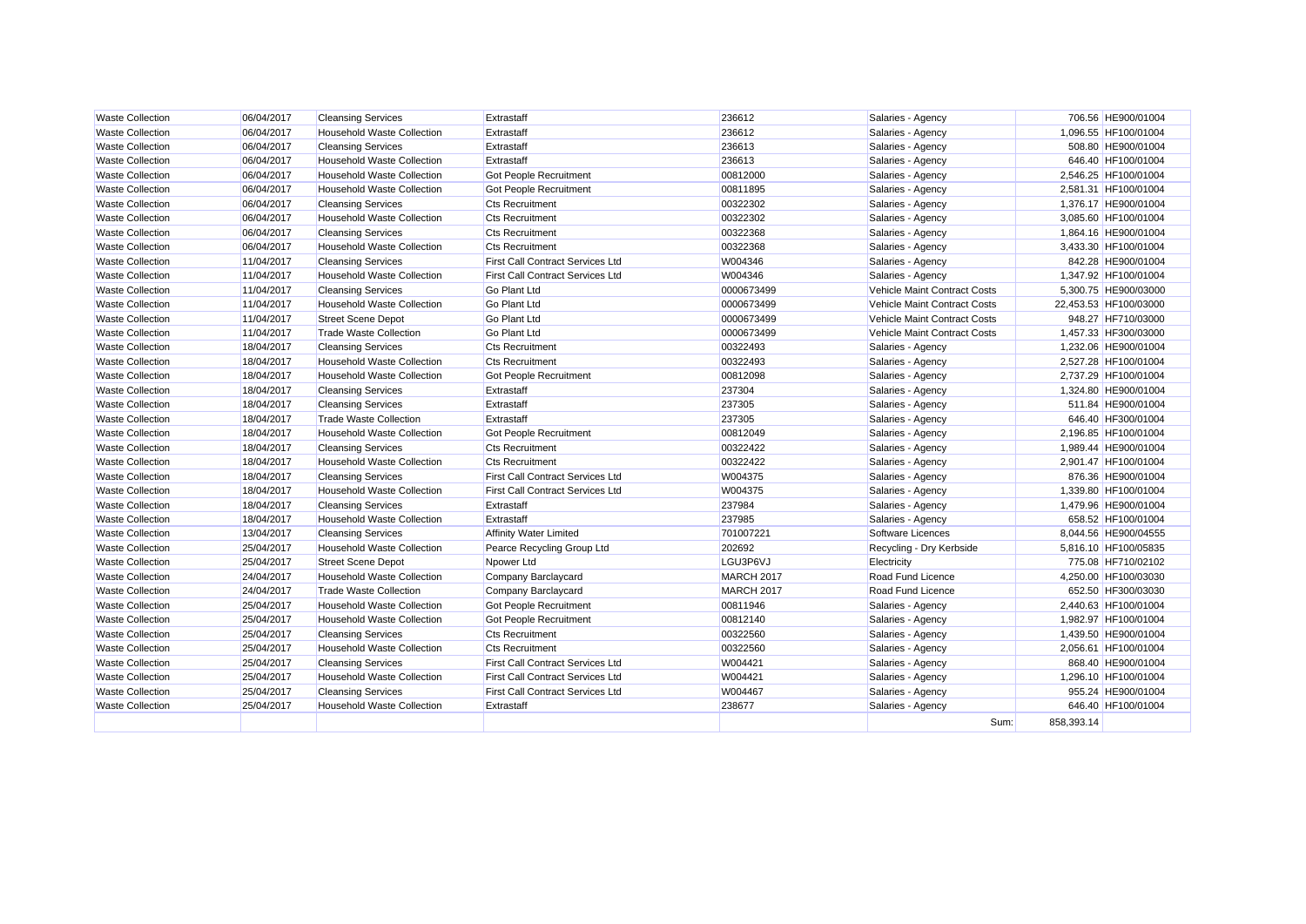| | | | | | | | |
|---|---|---|---|---|---|---|---|
| Waste Collection | 06/04/2017 | Cleansing Services | Extrastaff | 236612 | Salaries - Agency | 706.56 | HE900/01004 |
| Waste Collection | 06/04/2017 | Household Waste Collection | Extrastaff | 236612 | Salaries - Agency | 1,096.55 | HF100/01004 |
| Waste Collection | 06/04/2017 | Cleansing Services | Extrastaff | 236613 | Salaries - Agency | 508.80 | HE900/01004 |
| Waste Collection | 06/04/2017 | Household Waste Collection | Extrastaff | 236613 | Salaries - Agency | 646.40 | HF100/01004 |
| Waste Collection | 06/04/2017 | Household Waste Collection | Got People Recruitment | 00812000 | Salaries - Agency | 2,546.25 | HF100/01004 |
| Waste Collection | 06/04/2017 | Household Waste Collection | Got People Recruitment | 00811895 | Salaries - Agency | 2,581.31 | HF100/01004 |
| Waste Collection | 06/04/2017 | Cleansing Services | Cts Recruitment | 00322302 | Salaries - Agency | 1,376.17 | HE900/01004 |
| Waste Collection | 06/04/2017 | Household Waste Collection | Cts Recruitment | 00322302 | Salaries - Agency | 3,085.60 | HF100/01004 |
| Waste Collection | 06/04/2017 | Cleansing Services | Cts Recruitment | 00322368 | Salaries - Agency | 1,864.16 | HE900/01004 |
| Waste Collection | 06/04/2017 | Household Waste Collection | Cts Recruitment | 00322368 | Salaries - Agency | 3,433.30 | HF100/01004 |
| Waste Collection | 11/04/2017 | Cleansing Services | First Call Contract Services Ltd | W004346 | Salaries - Agency | 842.28 | HE900/01004 |
| Waste Collection | 11/04/2017 | Household Waste Collection | First Call Contract Services Ltd | W004346 | Salaries - Agency | 1,347.92 | HF100/01004 |
| Waste Collection | 11/04/2017 | Cleansing Services | Go Plant Ltd | 0000673499 | Vehicle Maint Contract Costs | 5,300.75 | HE900/03000 |
| Waste Collection | 11/04/2017 | Household Waste Collection | Go Plant Ltd | 0000673499 | Vehicle Maint Contract Costs | 22,453.53 | HF100/03000 |
| Waste Collection | 11/04/2017 | Street Scene Depot | Go Plant Ltd | 0000673499 | Vehicle Maint Contract Costs | 948.27 | HF710/03000 |
| Waste Collection | 11/04/2017 | Trade Waste Collection | Go Plant Ltd | 0000673499 | Vehicle Maint Contract Costs | 1,457.33 | HF300/03000 |
| Waste Collection | 18/04/2017 | Cleansing Services | Cts Recruitment | 00322493 | Salaries - Agency | 1,232.06 | HE900/01004 |
| Waste Collection | 18/04/2017 | Household Waste Collection | Cts Recruitment | 00322493 | Salaries - Agency | 2,527.28 | HF100/01004 |
| Waste Collection | 18/04/2017 | Household Waste Collection | Got People Recruitment | 00812098 | Salaries - Agency | 2,737.29 | HF100/01004 |
| Waste Collection | 18/04/2017 | Cleansing Services | Extrastaff | 237304 | Salaries - Agency | 1,324.80 | HE900/01004 |
| Waste Collection | 18/04/2017 | Cleansing Services | Extrastaff | 237305 | Salaries - Agency | 511.84 | HE900/01004 |
| Waste Collection | 18/04/2017 | Trade Waste Collection | Extrastaff | 237305 | Salaries - Agency | 646.40 | HF300/01004 |
| Waste Collection | 18/04/2017 | Household Waste Collection | Got People Recruitment | 00812049 | Salaries - Agency | 2,196.85 | HF100/01004 |
| Waste Collection | 18/04/2017 | Cleansing Services | Cts Recruitment | 00322422 | Salaries - Agency | 1,989.44 | HE900/01004 |
| Waste Collection | 18/04/2017 | Household Waste Collection | Cts Recruitment | 00322422 | Salaries - Agency | 2,901.47 | HF100/01004 |
| Waste Collection | 18/04/2017 | Cleansing Services | First Call Contract Services Ltd | W004375 | Salaries - Agency | 876.36 | HE900/01004 |
| Waste Collection | 18/04/2017 | Household Waste Collection | First Call Contract Services Ltd | W004375 | Salaries - Agency | 1,339.80 | HF100/01004 |
| Waste Collection | 18/04/2017 | Cleansing Services | Extrastaff | 237984 | Salaries - Agency | 1,479.96 | HE900/01004 |
| Waste Collection | 18/04/2017 | Household Waste Collection | Extrastaff | 237985 | Salaries - Agency | 658.52 | HF100/01004 |
| Waste Collection | 13/04/2017 | Cleansing Services | Affinity Water Limited | 701007221 | Software Licences | 8,044.56 | HE900/04555 |
| Waste Collection | 25/04/2017 | Household Waste Collection | Pearce Recycling Group Ltd | 202692 | Recycling - Dry Kerbside | 5,816.10 | HF100/05835 |
| Waste Collection | 25/04/2017 | Street Scene Depot | Npower Ltd | LGU3P6VJ | Electricity | 775.08 | HF710/02102 |
| Waste Collection | 24/04/2017 | Household Waste Collection | Company Barclaycard | MARCH 2017 | Road Fund Licence | 4,250.00 | HF100/03030 |
| Waste Collection | 24/04/2017 | Trade Waste Collection | Company Barclaycard | MARCH 2017 | Road Fund Licence | 652.50 | HF300/03030 |
| Waste Collection | 25/04/2017 | Household Waste Collection | Got People Recruitment | 00811946 | Salaries - Agency | 2,440.63 | HF100/01004 |
| Waste Collection | 25/04/2017 | Household Waste Collection | Got People Recruitment | 00812140 | Salaries - Agency | 1,982.97 | HF100/01004 |
| Waste Collection | 25/04/2017 | Cleansing Services | Cts Recruitment | 00322560 | Salaries - Agency | 1,439.50 | HE900/01004 |
| Waste Collection | 25/04/2017 | Household Waste Collection | Cts Recruitment | 00322560 | Salaries - Agency | 2,056.61 | HF100/01004 |
| Waste Collection | 25/04/2017 | Cleansing Services | First Call Contract Services Ltd | W004421 | Salaries - Agency | 868.40 | HE900/01004 |
| Waste Collection | 25/04/2017 | Household Waste Collection | First Call Contract Services Ltd | W004421 | Salaries - Agency | 1,296.10 | HF100/01004 |
| Waste Collection | 25/04/2017 | Cleansing Services | First Call Contract Services Ltd | W004467 | Salaries - Agency | 955.24 | HE900/01004 |
| Waste Collection | 25/04/2017 | Household Waste Collection | Extrastaff | 238677 | Salaries - Agency | 646.40 | HF100/01004 |
| | | | | | Sum: | 858,393.14 | |